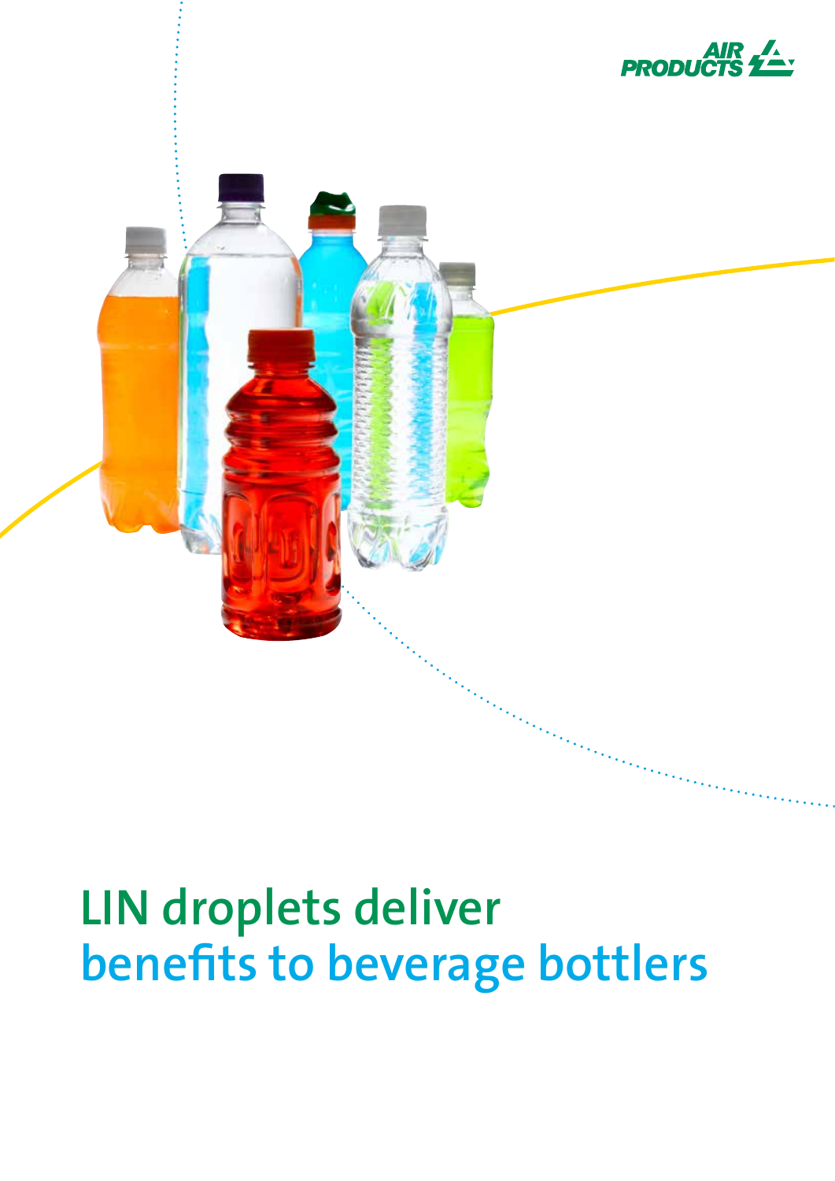# LIN droplets deliver benefits to beverage bottlers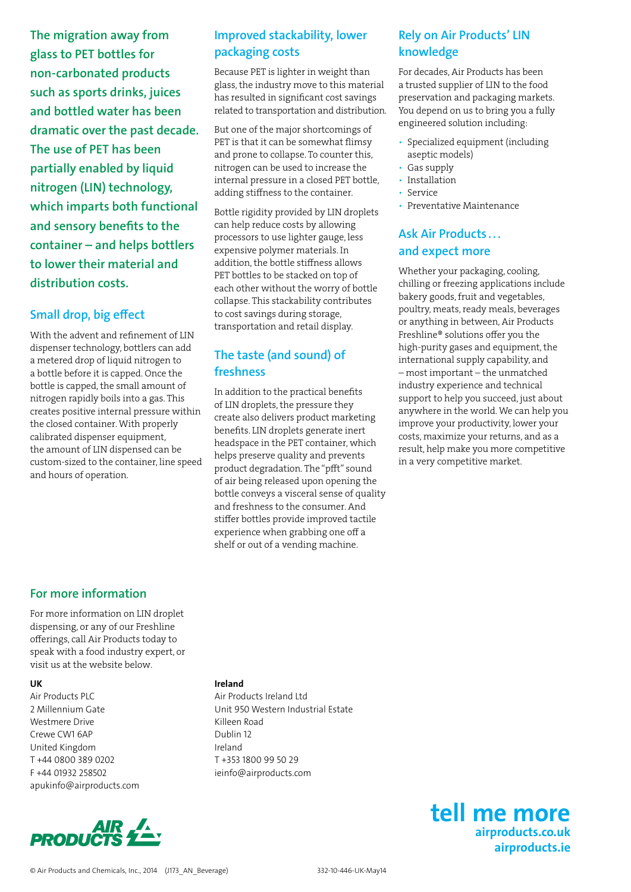**The migration away from glass to PET bottles for non-carbonated products such as sports drinks, juices and bottled water has been dramatic over the past decade. The use of PET has been partially enabled by liquid nitrogen (LIN) technology, which imparts both functional and sensory benefits to the container – and helps bottlers to lower their material and distribution costs.**

## Small drop, big effect

With the advent and refinement of LIN dispenser technology, bottlers can add a metered drop of liquid nitrogen to a bottle before it is capped. Once the bottle is capped, the small amount of nitrogen rapidly boils into a gas. This creates positive internal pressure within the closed container. With properly calibrated dispenser equipment, the amount of LIN dispensed can be custom-sized to the container, line speed and hours of operation.

## Improved stackability, lower packaging costs

Because PET is lighter in weight than glass, the industry move to this material has resulted in significant cost savings related to transportation and distribution.

But one of the major shortcomings of PET is that it can be somewhat flimsy and prone to collapse. To counter this, nitrogen can be used to increase the internal pressure in a closed PET bottle, adding stiffness to the container.

Bottle rigidity provided by LIN droplets can help reduce costs by allowing processors to use lighter gauge, less expensive polymer materials. In addition, the bottle stiffness allows PET bottles to be stacked on top of each other without the worry of bottle collapse. This stackability contributes to cost savings during storage, transportation and retail display.

## The taste (and sound) of freshness

In addition to the practical benefits of LIN droplets, the pressure they create also delivers product marketing benefits. LIN droplets generate inert headspace in the PET container, which helps preserve quality and prevents product degradation. The "pfft" sound of air being released upon opening the bottle conveys a visceral sense of quality and freshness to the consumer. And stiffer bottles provide improved tactile experience when grabbing one off a shelf or out of a vending machine.

## Rely on Air Products' LIN knowledge

For decades, Air Products has been a trusted supplier of LIN to the food preservation and packaging markets. You depend on us to bring you a fully engineered solution including:

- Specialized equipment (including aseptic models)
- Gas supply
- Installation
- Service
- Preventative Maintenance

## Ask Air Products… and expect more

Whether your packaging, cooling, chilling or freezing applications include bakery goods, fruit and vegetables, poultry, meats, ready meals, beverages or anything in between, Air Products Freshline® solutions offer you the high-purity gases and equipment, the international supply capability, and – most important – the unmatched industry experience and technical support to help you succeed, just about anywhere in the world. We can help you improve your productivity, lower your costs, maximize your returns, and as a result, help make you more competitive in a very competitive market.

## For more information

For more information on LIN droplet dispensing, or any of our Freshline offerings, call Air Products today to speak with a food industry expert, or visit us at the website below.

**UK**
Air Products PLC
2 Millennium Gate
Westmere Drive
Crewe CW1 6AP
United Kingdom
T +44 0800 389 0202
F +44 01932 258502
apukinfo@airproducts.com

**Ireland**
Air Products Ireland Ltd
Unit 950 Western Industrial Estate
Killeen Road
Dublin 12
Ireland
T +353 1800 99 50 29
ieinfo@airproducts.com

AIR PRODUCTS

**tell me more**
**airproducts.co.uk**
**airproducts.ie**

© Air Products and Chemicals, Inc., 2014 (J173_AN_Beverage) 332-10-446-UK-May14